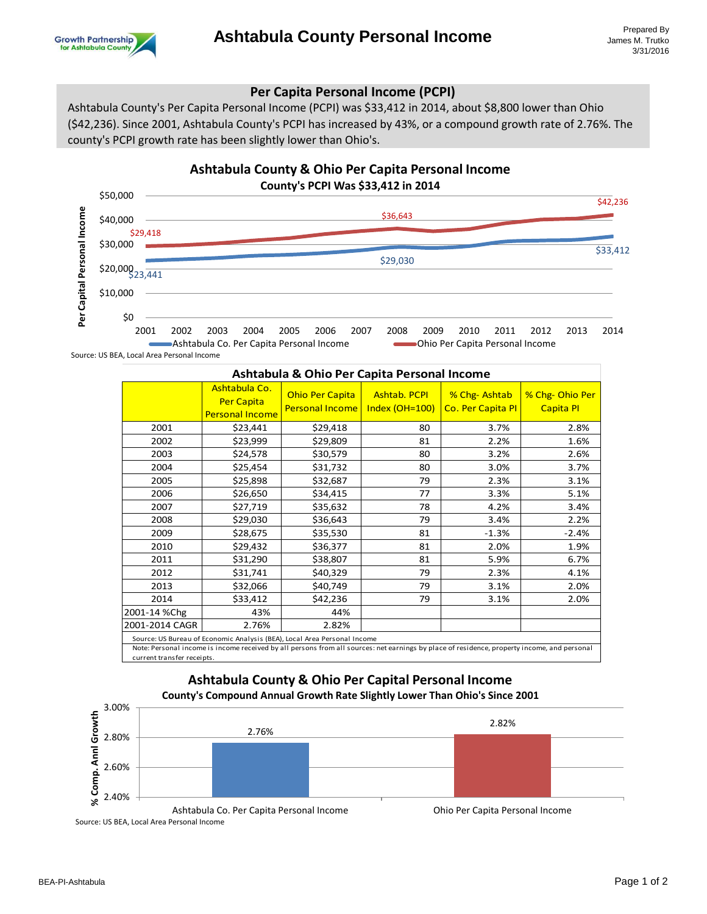Growth Partnership for Ashtabula County

# Ashtabula County Personal Income

Prepared By
James M. Trutko
3/31/2016

## Per Capita Personal Income (PCPI)

Ashtabula County's Per Capita Personal Income (PCPI) was $33,412 in 2014, about $8,800 lower than Ohio ($42,236). Since 2001, Ashtabula County's PCPI has increased by 43%, or a compound growth rate of 2.76%. The county's PCPI growth rate has been slightly lower than Ohio's.

**Ashtabula County & Ohio Per Capita Personal Income**
**County's PCPI Was $33,412 in 2014**

Per Capital Personal Income

$50,000
$40,000
$30,000
$20,000
$10,000
$0

2001 2002 2003 2004 2005 2006 2007 2008 2009 2010 2011 2012 2013 2014

$29,418
$36,643
$42,236
$23,441
$29,030
$33,412

Ashtabula Co. Per Capita Personal Income
Ohio Per Capita Personal Income

Source: US BEA, Local Area Personal Income

**Ashtabula & Ohio Per Capita Personal Income**

| | Ashtabula Co. Per Capita Personal Income | Ohio Per Capita Personal Income | Ashtab. PCPI Index (OH=100) | % Chg- Ashtab Co. Per Capita PI | % Chg- Ohio Per Capita PI |
|---|---|---|---|---|---|
| 2001 | $23,441 | $29,418 | 80 | 3.7% | 2.8% |
| 2002 | $23,999 | $29,809 | 81 | 2.2% | 1.6% |
| 2003 | $24,578 | $30,579 | 80 | 3.2% | 2.6% |
| 2004 | $25,454 | $31,732 | 80 | 3.0% | 3.7% |
| 2005 | $25,898 | $32,687 | 79 | 2.3% | 3.1% |
| 2006 | $26,650 | $34,415 | 77 | 3.3% | 5.1% |
| 2007 | $27,719 | $35,632 | 78 | 4.2% | 3.4% |
| 2008 | $29,030 | $36,643 | 79 | 3.4% | 2.2% |
| 2009 | $28,675 | $35,530 | 81 | -1.3% | -2.4% |
| 2010 | $29,432 | $36,377 | 81 | 2.0% | 1.9% |
| 2011 | $31,290 | $38,807 | 81 | 5.9% | 6.7% |
| 2012 | $31,741 | $40,329 | 79 | 2.3% | 4.1% |
| 2013 | $32,066 | $40,749 | 79 | 3.1% | 2.0% |
| 2014 | $33,412 | $42,236 | 79 | 3.1% | 2.0% |
| 2001-14 %Chg | 43% | 44% | | | |
| 2001-2014 CAGR | 2.76% | 2.82% | | | |

Source: US Bureau of Economic Analysis (BEA), Local Area Personal Income
Note: Personal income is income received by all persons from all sources: net earnings by place of residence, property income, and personal current transfer receipts.

**Ashtabula County & Ohio Per Capital Personal Income**
**County's Compound Annual Growth Rate Slightly Lower Than Ohio's Since 2001**

% Comp. Annl Growth

3.00%
2.80%
2.60%
2.40%

2.76%
2.82%

Ashtabula Co. Per Capita Personal Income
Ohio Per Capita Personal Income

Source: US BEA, Local Area Personal Income

BEA-PI-Ashtabula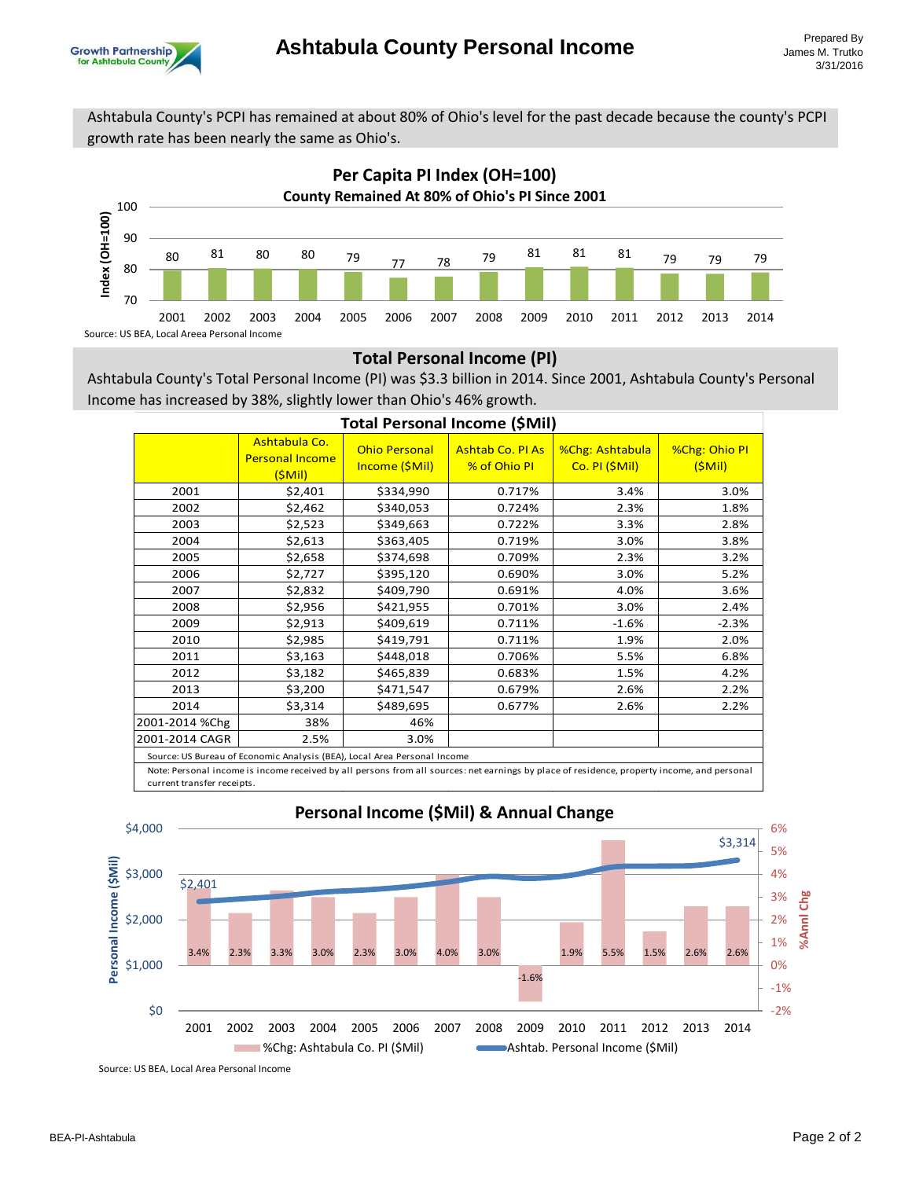# Ashtabula County Personal Income

Ashtabula County's PCPI has remained at about 80% of Ohio's level for the past decade because the county's PCPI growth rate has been nearly the same as Ohio's.

**Per Capita PI Index (OH=100)**

**County Remained At 80% of Ohio's PI Since 2001**

Index (OH=100)

100
90
80
70

80 81 80 80 79 77 78 79 81 81 81 79 79 79

2001 2002 2003 2004 2005 2006 2007 2008 2009 2010 2011 2012 2013 2014

Source: US BEA, Local Areea Personal Income

## Total Personal Income (PI)

Ashtabula County's Total Personal Income (PI) was $3.3 billion in 2014. Since 2001, Ashtabula County's Personal Income has increased by 38%, slightly lower than Ohio's 46% growth.

**Total Personal Income ($Mil)**

| | Ashtabula Co. Personal Income ($Mil) | Ohio Personal Income ($Mil) | Ashtab Co. PI As % of Ohio PI | %Chg: Ashtabula Co. PI ($Mil) | %Chg: Ohio PI ($Mil) |
|---|---|---|---|---|---|
| 2001 | $2,401 | $334,990 | 0.717% | 3.4% | 3.0% |
| 2002 | $2,462 | $340,053 | 0.724% | 2.3% | 1.8% |
| 2003 | $2,523 | $349,663 | 0.722% | 3.3% | 2.8% |
| 2004 | $2,613 | $363,405 | 0.719% | 3.0% | 3.8% |
| 2005 | $2,658 | $374,698 | 0.709% | 2.3% | 3.2% |
| 2006 | $2,727 | $395,120 | 0.690% | 3.0% | 5.2% |
| 2007 | $2,832 | $409,790 | 0.691% | 4.0% | 3.6% |
| 2008 | $2,956 | $421,955 | 0.701% | 3.0% | 2.4% |
| 2009 | $2,913 | $409,619 | 0.711% | -1.6% | -2.3% |
| 2010 | $2,985 | $419,791 | 0.711% | 1.9% | 2.0% |
| 2011 | $3,163 | $448,018 | 0.706% | 5.5% | 6.8% |
| 2012 | $3,182 | $465,839 | 0.683% | 1.5% | 4.2% |
| 2013 | $3,200 | $471,547 | 0.679% | 2.6% | 2.2% |
| 2014 | $3,314 | $489,695 | 0.677% | 2.6% | 2.2% |
| 2001-2014 %Chg | 38% | 46% | | | |
| 2001-2014 CAGR | 2.5% | 3.0% | | | |

Source: US Bureau of Economic Analysis (BEA), Local Area Personal Income

Note: Personal income is income received by all persons from all sources: net earnings by place of residence, property income, and personal current transfer receipts.

**Personal Income ($Mil) & Annual Change**

Personal Income ($Mil): $4,000 $3,000 $2,000 $1,000 $0

%Annl Chg: 6% 5% 4% 3% 2% 1% 0% -1% -2%

$2,401 $3,314

3.4% 2.3% 3.3% 3.0% 2.3% 3.0% 4.0% 3.0% -1.6% 1.9% 5.5% 1.5% 2.6% 2.6%

2001 2002 2003 2004 2005 2006 2007 2008 2009 2010 2011 2012 2013 2014

%Chg: Ashtabula Co. PI ($Mil) Ashtab. Personal Income ($Mil)

Source: US BEA, Local Area Personal Income